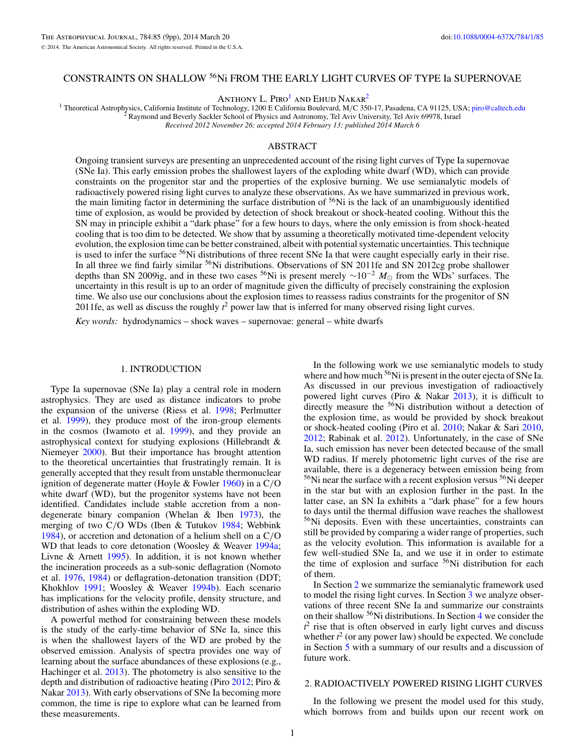# CONSTRAINTS ON SHALLOW $^{56}$Ni FROM THE EARLY LIGHT CURVES OF TYPE Ia SUPERNOVAE

Anthony L. Piro[1] and Ehud Nakar[2]

[1] Theoretical Astrophysics, California Institute of Technology, 1200 E California Boulevard, M/C 350-17, Pasadena, CA 91125, USA; piro@caltech.edu
[2] Raymond and Beverly Sackler School of Physics and Astronomy, Tel Aviv University, Tel Aviv 69978, Israel

*Received 2012 November 26; accepted 2014 February 13; published 2014 March 6*

## ABSTRACT

Ongoing transient surveys are presenting an unprecedented account of the rising light curves of Type Ia supernovae (SNe Ia). This early emission probes the shallowest layers of the exploding white dwarf (WD), which can provide constraints on the progenitor star and the properties of the explosive burning. We use semianalytic models of radioactively powered rising light curves to analyze these observations. As we have summarized in previous work, the main limiting factor in determining the surface distribution of $^{56}$Ni is the lack of an unambiguously identified time of explosion, as would be provided by detection of shock breakout or shock-heated cooling. Without this the SN may in principle exhibit a "dark phase" for a few hours to days, where the only emission is from shock-heated cooling that is too dim to be detected. We show that by assuming a theoretically motivated time-dependent velocity evolution, the explosion time can be better constrained, albeit with potential systematic uncertainties. This technique is used to infer the surface $^{56}$Ni distributions of three recent SNe Ia that were caught especially early in their rise. In all three we find fairly similar $^{56}$Ni distributions. Observations of SN 2011fe and SN 2012cg probe shallower depths than SN 2009ig, and in these two cases $^{56}$Ni is present merely $\sim 10^{-2}\ M_\odot$ from the WDs' surfaces. The uncertainty in this result is up to an order of magnitude given the difficulty of precisely constraining the explosion time. We also use our conclusions about the explosion times to reassess radius constraints for the progenitor of SN 2011fe, as well as discuss the roughly $t^2$ power law that is inferred for many observed rising light curves.

*Key words:* hydrodynamics – shock waves – supernovae: general – white dwarfs

## 1. INTRODUCTION

Type Ia supernovae (SNe Ia) play a central role in modern astrophysics. They are used as distance indicators to probe the expansion of the universe (Riess et al. 1998; Perlmutter et al. 1999), they produce most of the iron-group elements in the cosmos (Iwamoto et al. 1999), and they provide an astrophysical context for studying explosions (Hillebrandt & Niemeyer 2000). But their importance has brought attention to the theoretical uncertainties that frustratingly remain. It is generally accepted that they result from unstable thermonuclear ignition of degenerate matter (Hoyle & Fowler 1960) in a C/O white dwarf (WD), but the progenitor systems have not been identified. Candidates include stable accretion from a nondegenerate binary companion (Whelan & Iben 1973), the merging of two C/O WDs (Iben & Tutukov 1984; Webbink 1984), or accretion and detonation of a helium shell on a C/O WD that leads to core detonation (Woosley & Weaver 1994a; Livne & Arnett 1995). In addition, it is not known whether the incineration proceeds as a sub-sonic deflagration (Nomoto et al. 1976, 1984) or deflagration-detonation transition (DDT; Khokhlov 1991; Woosley & Weaver 1994b). Each scenario has implications for the velocity profile, density structure, and distribution of ashes within the exploding WD.

A powerful method for constraining between these models is the study of the early-time behavior of SNe Ia, since this is when the shallowest layers of the WD are probed by the observed emission. Analysis of spectra provides one way of learning about the surface abundances of these explosions (e.g., Hachinger et al. 2013). The photometry is also sensitive to the depth and distribution of radioactive heating (Piro 2012; Piro & Nakar 2013). With early observations of SNe Ia becoming more common, the time is ripe to explore what can be learned from these measurements.

In the following work we use semianalytic models to study where and how much $^{56}$Ni is present in the outer ejecta of SNe Ia. As discussed in our previous investigation of radioactively powered light curves (Piro & Nakar 2013), it is difficult to directly measure the $^{56}$Ni distribution without a detection of the explosion time, as would be provided by shock breakout or shock-heated cooling (Piro et al. 2010; Nakar & Sari 2010, 2012; Rabinak et al. 2012). Unfortunately, in the case of SNe Ia, such emission has never been detected because of the small WD radius. If merely photometric light curves of the rise are available, there is a degeneracy between emission being from $^{56}$Ni near the surface with a recent explosion versus $^{56}$Ni deeper in the star but with an explosion further in the past. In the latter case, an SN Ia exhibits a "dark phase" for a few hours to days until the thermal diffusion wave reaches the shallowest $^{56}$Ni deposits. Even with these uncertainties, constraints can still be provided by comparing a wider range of properties, such as the velocity evolution. This information is available for a few well-studied SNe Ia, and we use it in order to estimate the time of explosion and surface $^{56}$Ni distribution for each of them.

In Section 2 we summarize the semianalytic framework used to model the rising light curves. In Section 3 we analyze observations of three recent SNe Ia and summarize our constraints on their shallow $^{56}$Ni distributions. In Section 4 we consider the $t^2$ rise that is often observed in early light curves and discuss whether $t^2$ (or any power law) should be expected. We conclude in Section 5 with a summary of our results and a discussion of future work.

## 2. RADIOACTIVELY POWERED RISING LIGHT CURVES

In the following we present the model used for this study, which borrows from and builds upon our recent work on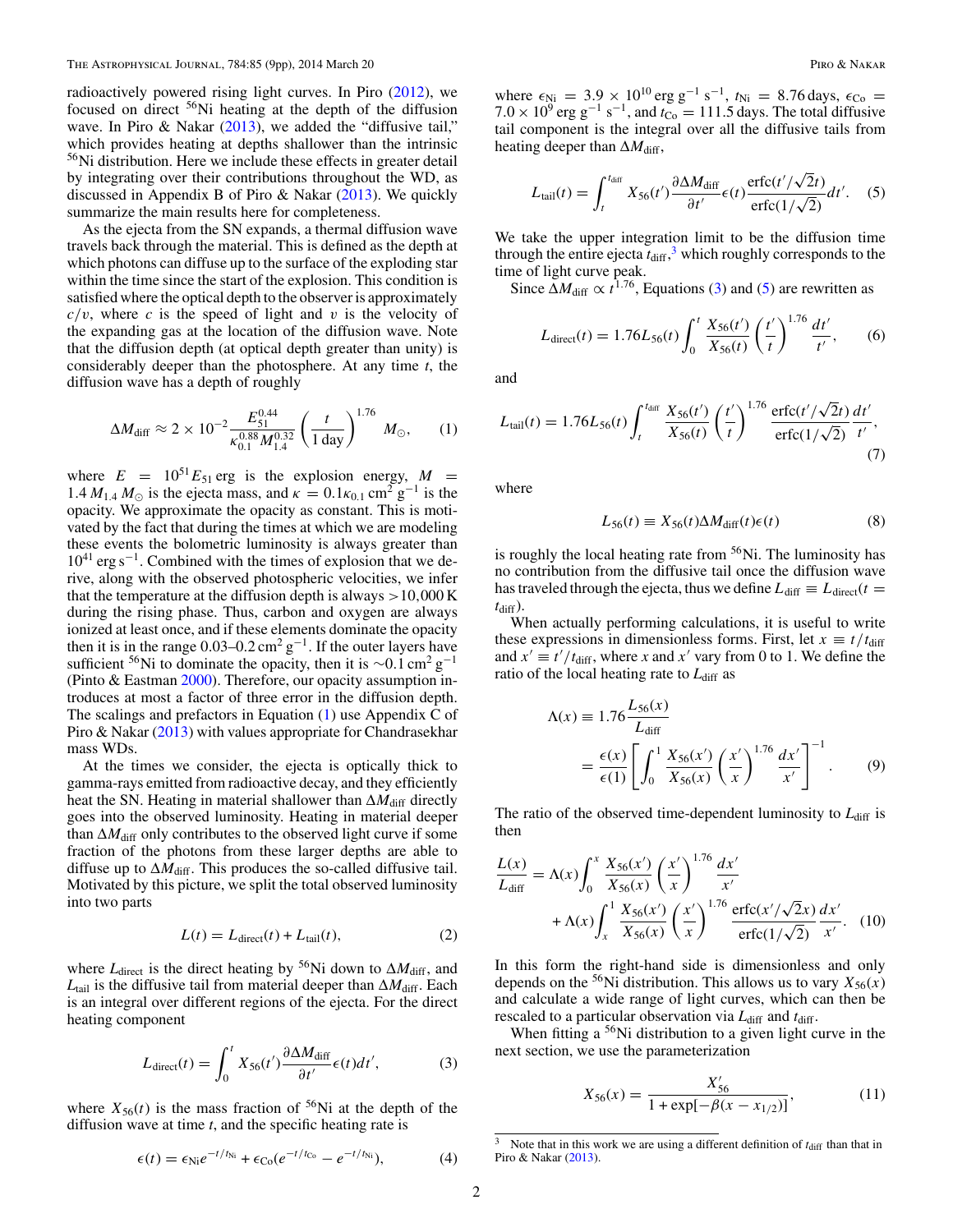radioactively powered rising light curves. In Piro (2012), we focused on direct $^{56}$Ni heating at the depth of the diffusion wave. In Piro & Nakar (2013), we added the "diffusive tail," which provides heating at depths shallower than the intrinsic $^{56}$Ni distribution. Here we include these effects in greater detail by integrating over their contributions throughout the WD, as discussed in Appendix B of Piro & Nakar (2013). We quickly summarize the main results here for completeness.

As the ejecta from the SN expands, a thermal diffusion wave travels back through the material. This is defined as the depth at which photons can diffuse up to the surface of the exploding star within the time since the start of the explosion. This condition is satisfied where the optical depth to the observer is approximately $c/v$, where $c$ is the speed of light and $v$ is the velocity of the expanding gas at the location of the diffusion wave. Note that the diffusion depth (at optical depth greater than unity) is considerably deeper than the photosphere. At any time $t$, the diffusion wave has a depth of roughly

$$\Delta M_{\rm diff} \approx 2 \times 10^{-2} \frac{E_{51}^{0.44}}{\kappa_{0.1}^{0.88} M_{1.4}^{0.32}} \left( \frac{t}{1\,{\rm day}} \right)^{1.76} M_{\odot}, \tag{1}$$

where $E = 10^{51} E_{51}$ erg is the explosion energy, $M = 1.4\, M_{1.4}\, M_{\odot}$ is the ejecta mass, and $\kappa = 0.1 \kappa_{0.1}$ cm$^2$ g$^{-1}$ is the opacity. We approximate the opacity as constant. This is motivated by the fact that during the times at which we are modeling these events the bolometric luminosity is always greater than $10^{41}$ erg s$^{-1}$. Combined with the times of explosion that we derive, along with the observed photospheric velocities, we infer that the temperature at the diffusion depth is always $>10{,}000$ K during the rising phase. Thus, carbon and oxygen are always ionized at least once, and if these elements dominate the opacity then it is in the range 0.03–0.2 cm$^2$ g$^{-1}$. If the outer layers have sufficient $^{56}$Ni to dominate the opacity, then it is $\sim$0.1 cm$^2$ g$^{-1}$ (Pinto & Eastman 2000). Therefore, our opacity assumption introduces at most a factor of three error in the diffusion depth. The scalings and prefactors in Equation (1) use Appendix C of Piro & Nakar (2013) with values appropriate for Chandrasekhar mass WDs.

At the times we consider, the ejecta is optically thick to gamma-rays emitted from radioactive decay, and they efficiently heat the SN. Heating in material shallower than $\Delta M_{\rm diff}$ directly goes into the observed luminosity. Heating in material deeper than $\Delta M_{\rm diff}$ only contributes to the observed light curve if some fraction of the photons from these larger depths are able to diffuse up to $\Delta M_{\rm diff}$. This produces the so-called diffusive tail. Motivated by this picture, we split the total observed luminosity into two parts

$$L(t) = L_{\rm direct}(t) + L_{\rm tail}(t), \tag{2}$$

where $L_{\rm direct}$ is the direct heating by $^{56}$Ni down to $\Delta M_{\rm diff}$, and $L_{\rm tail}$ is the diffusive tail from material deeper than $\Delta M_{\rm diff}$. Each is an integral over different regions of the ejecta. For the direct heating component

$$L_{\rm direct}(t) = \int_0^t X_{56}(t') \frac{\partial \Delta M_{\rm diff}}{\partial t'} \epsilon(t) dt', \tag{3}$$

where $X_{56}(t)$ is the mass fraction of $^{56}$Ni at the depth of the diffusion wave at time $t$, and the specific heating rate is

$$\epsilon(t) = \epsilon_{\rm Ni} e^{-t/t_{\rm Ni}} + \epsilon_{\rm Co}(e^{-t/t_{\rm Co}} - e^{-t/t_{\rm Ni}}), \tag{4}$$

where $\epsilon_{\rm Ni} = 3.9 \times 10^{10}$ erg g$^{-1}$ s$^{-1}$, $t_{\rm Ni} = 8.76$ days, $\epsilon_{\rm Co} = 7.0 \times 10^9$ erg g$^{-1}$ s$^{-1}$, and $t_{\rm Co} = 111.5$ days. The total diffusive tail component is the integral over all the diffusive tails from heating deeper than $\Delta M_{\rm diff}$,

$$L_{\rm tail}(t) = \int_t^{t_{\rm diff}} X_{56}(t') \frac{\partial \Delta M_{\rm diff}}{\partial t'} \epsilon(t) \frac{{\rm erfc}(t'/\sqrt{2}t)}{{\rm erfc}(1/\sqrt{2})} dt'. \tag{5}$$

We take the upper integration limit to be the diffusion time through the entire ejecta $t_{\rm diff}$,[3] which roughly corresponds to the time of light curve peak.

Since $\Delta M_{\rm diff} \propto t^{1.76}$, Equations (3) and (5) are rewritten as

$$L_{\rm direct}(t) = 1.76 L_{56}(t) \int_0^t \frac{X_{56}(t')}{X_{56}(t)} \left( \frac{t'}{t} \right)^{1.76} \frac{dt'}{t'}, \tag{6}$$

and

$$L_{\rm tail}(t) = 1.76 L_{56}(t) \int_t^{t_{\rm diff}} \frac{X_{56}(t')}{X_{56}(t)} \left( \frac{t'}{t} \right)^{1.76} \frac{{\rm erfc}(t'/\sqrt{2}t)}{{\rm erfc}(1/\sqrt{2})} \frac{dt'}{t'}, \tag{7}$$

where

$$L_{56}(t) \equiv X_{56}(t) \Delta M_{\rm diff}(t) \epsilon(t) \tag{8}$$

is roughly the local heating rate from $^{56}$Ni. The luminosity has no contribution from the diffusive tail once the diffusion wave has traveled through the ejecta, thus we define $L_{\rm diff} \equiv L_{\rm direct}(t = t_{\rm diff})$.

When actually performing calculations, it is useful to write these expressions in dimensionless forms. First, let $x \equiv t/t_{\rm diff}$ and $x' \equiv t'/t_{\rm diff}$, where $x$ and $x'$ vary from 0 to 1. We define the ratio of the local heating rate to $L_{\rm diff}$ as

$$\Lambda(x) \equiv 1.76 \frac{L_{56}(x)}{L_{\rm diff}} = \frac{\epsilon(x)}{\epsilon(1)} \left[ \int_0^1 \frac{X_{56}(x')}{X_{56}(x)} \left( \frac{x'}{x} \right)^{1.76} \frac{dx'}{x'} \right]^{-1}. \tag{9}$$

The ratio of the observed time-dependent luminosity to $L_{\rm diff}$ is then

$$\frac{L(x)}{L_{\rm diff}} = \Lambda(x) \int_0^x \frac{X_{56}(x')}{X_{56}(x)} \left( \frac{x'}{x} \right)^{1.76} \frac{dx'}{x'} + \Lambda(x) \int_x^1 \frac{X_{56}(x')}{X_{56}(x)} \left( \frac{x'}{x} \right)^{1.76} \frac{{\rm erfc}(x'/\sqrt{2}x)}{{\rm erfc}(1/\sqrt{2})} \frac{dx'}{x'}. \tag{10}$$

In this form the right-hand side is dimensionless and only depends on the $^{56}$Ni distribution. This allows us to vary $X_{56}(x)$ and calculate a wide range of light curves, which can then be rescaled to a particular observation via $L_{\rm diff}$ and $t_{\rm diff}$.

When fitting a $^{56}$Ni distribution to a given light curve in the next section, we use the parameterization

$$X_{56}(x) = \frac{X'_{56}}{1 + \exp[-\beta(x - x_{1/2})]}, \tag{11}$$

[3] Note that in this work we are using a different definition of $t_{\rm diff}$ than that in Piro & Nakar (2013).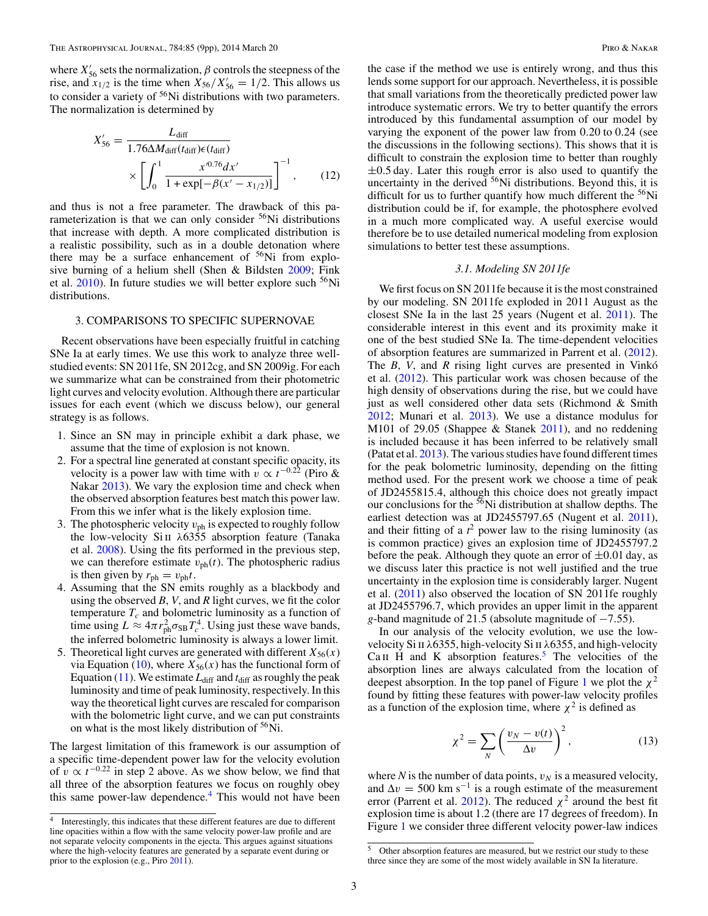where $X'_{56}$ sets the normalization, $\beta$ controls the steepness of the rise, and $x_{1/2}$ is the time when $X_{56}/X'_{56} = 1/2$. This allows us to consider a variety of $^{56}$Ni distributions with two parameters. The normalization is determined by

$$X'_{56} = \frac{L_{\rm diff}}{1.76\Delta M_{\rm diff}(t_{\rm diff})\epsilon(t_{\rm diff})} \times \left[\int_0^1 \frac{x'^{0.76}dx'}{1+\exp[-\beta(x'-x_{1/2})]}\right]^{-1}, \quad (12)$$

and thus is not a free parameter. The drawback of this parameterization is that we can only consider $^{56}$Ni distributions that increase with depth. A more complicated distribution is a realistic possibility, such as in a double detonation where there may be a surface enhancement of $^{56}$Ni from explosive burning of a helium shell (Shen & Bildsten 2009; Fink et al. 2010). In future studies we will better explore such $^{56}$Ni distributions.

## 3. COMPARISONS TO SPECIFIC SUPERNOVAE

Recent observations have been especially fruitful in catching SNe Ia at early times. We use this work to analyze three well-studied events: SN 2011fe, SN 2012cg, and SN 2009ig. For each we summarize what can be constrained from their photometric light curves and velocity evolution. Although there are particular issues for each event (which we discuss below), our general strategy is as follows.

1. Since an SN may in principle exhibit a dark phase, we assume that the time of explosion is not known.
2. For a spectral line generated at constant specific opacity, its velocity is a power law with time with $v \propto t^{-0.22}$ (Piro & Nakar 2013). We vary the explosion time and check when the observed absorption features best match this power law. From this we infer what is the likely explosion time.
3. The photospheric velocity $v_{\rm ph}$ is expected to roughly follow the low-velocity Si II $\lambda$6355 absorption feature (Tanaka et al. 2008). Using the fits performed in the previous step, we can therefore estimate $v_{\rm ph}(t)$. The photospheric radius is then given by $r_{\rm ph} = v_{\rm ph}t$.
4. Assuming that the SN emits roughly as a blackbody and using the observed $B$, $V$, and $R$ light curves, we fit the color temperature $T_c$ and bolometric luminosity as a function of time using $L \approx 4\pi r_{\rm ph}^2 \sigma_{\rm SB} T_c^4$. Using just these wave bands, the inferred bolometric luminosity is always a lower limit.
5. Theoretical light curves are generated with different $X_{56}(x)$ via Equation (10), where $X_{56}(x)$ has the functional form of Equation (11). We estimate $L_{\rm diff}$ and $t_{\rm diff}$ as roughly the peak luminosity and time of peak luminosity, respectively. In this way the theoretical light curves are rescaled for comparison with the bolometric light curve, and we can put constraints on what is the most likely distribution of $^{56}$Ni.

The largest limitation of this framework is our assumption of a specific time-dependent power law for the velocity evolution of $v \propto t^{-0.22}$ in step 2 above. As we show below, we find that all three of the absorption features we focus on roughly obey this same power-law dependence.[4] This would not have been the case if the method we use is entirely wrong, and thus this lends some support for our approach. Nevertheless, it is possible that small variations from the theoretically predicted power law introduce systematic errors. We try to better quantify the errors introduced by this fundamental assumption of our model by varying the exponent of the power law from 0.20 to 0.24 (see the discussions in the following sections). This shows that it is difficult to constrain the explosion time to better than roughly $\pm$0.5 day. Later this rough error is also used to quantify the uncertainty in the derived $^{56}$Ni distributions. Beyond this, it is difficult for us to further quantify how much different the $^{56}$Ni distribution could be if, for example, the photosphere evolved in a much more complicated way. A useful exercise would therefore be to use detailed numerical modeling from explosion simulations to better test these assumptions.

### 3.1. Modeling SN 2011fe

We first focus on SN 2011fe because it is the most constrained by our modeling. SN 2011fe exploded in 2011 August as the closest SNe Ia in the last 25 years (Nugent et al. 2011). The considerable interest in this event and its proximity make it one of the best studied SNe Ia. The time-dependent velocities of absorption features are summarized in Parrent et al. (2012). The $B$, $V$, and $R$ rising light curves are presented in Vinkó et al. (2012). This particular work was chosen because of the high density of observations during the rise, but we could have just as well considered other data sets (Richmond & Smith 2012; Munari et al. 2013). We use a distance modulus for M101 of 29.05 (Shappee & Stanek 2011), and no reddening is included because it has been inferred to be relatively small (Patat et al. 2013). The various studies have found different times for the peak bolometric luminosity, depending on the fitting method used. For the present work we choose a time of peak of JD2455815.4, although this choice does not greatly impact our conclusions for the $^{56}$Ni distribution at shallow depths. The earliest detection was at JD2455797.65 (Nugent et al. 2011), and their fitting of a $t^2$ power law to the rising luminosity (as is common practice) gives an explosion time of JD2455797.2 before the peak. Although they quote an error of $\pm$0.01 day, as we discuss later this practice is not well justified and the true uncertainty in the explosion time is considerably larger. Nugent et al. (2011) also observed the location of SN 2011fe roughly at JD2455796.7, which provides an upper limit in the apparent $g$-band magnitude of 21.5 (absolute magnitude of $-7.55$).

In our analysis of the velocity evolution, we use the low-velocity Si II $\lambda$6355, high-velocity Si II $\lambda$6355, and high-velocity Ca II H and K absorption features.[5] The velocities of the absorption lines are always calculated from the location of deepest absorption. In the top panel of Figure 1 we plot the $\chi^2$ found by fitting these features with power-law velocity profiles as a function of the explosion time, where $\chi^2$ is defined as

$$\chi^2 = \sum_N \left(\frac{v_N - v(t)}{\Delta v}\right)^2, \quad (13)$$

where $N$ is the number of data points, $v_N$ is a measured velocity, and $\Delta v = 500$ km s$^{-1}$ is a rough estimate of the measurement error (Parrent et al. 2012). The reduced $\chi^2$ around the best fit explosion time is about 1.2 (there are 17 degrees of freedom). In Figure 1 we consider three different velocity power-law indices

---

[4] Interestingly, this indicates that these different features are due to different line opacities within a flow with the same velocity power-law profile and are not separate velocity components in the ejecta. This argues against situations where the high-velocity features are generated by a separate event during or prior to the explosion (e.g., Piro 2011).

[5] Other absorption features are measured, but we restrict our study to these three since they are some of the most widely available in SN Ia literature.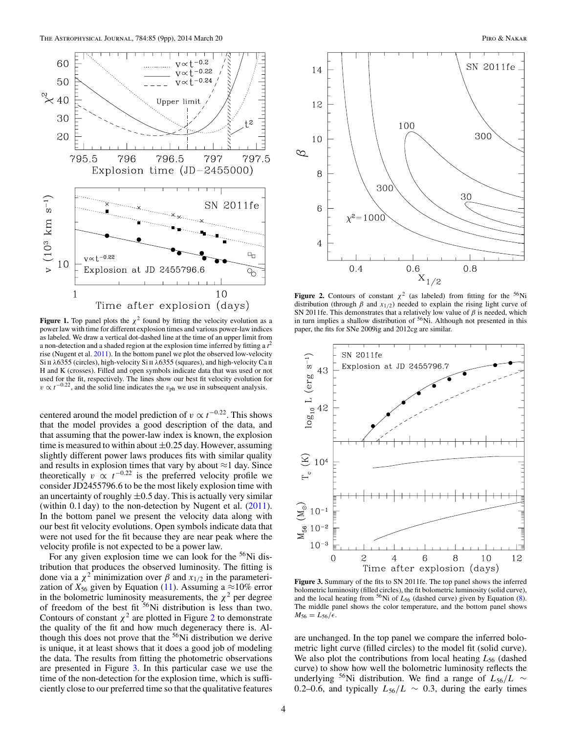**Figure 1.** Top panel plots the $\chi^2$ found by fitting the velocity evolution as a power law with time for different explosion times and various power-law indices as labeled. We draw a vertical dot-dashed line at the time of an upper limit from a non-detection and a shaded region at the explosion time inferred by fitting a $t^2$ rise (Nugent et al. 2011). In the bottom panel we plot the observed low-velocity Si II λ6355 (circles), high-velocity Si II λ6355 (squares), and high-velocity Ca II H and K (crosses). Filled and open symbols indicate data that was used or not used for the fit, respectively. The lines show our best fit velocity evolution for $v \propto t^{-0.22}$, and the solid line indicates the $v_{\rm ph}$ we use in subsequent analysis.

centered around the model prediction of $v \propto t^{-0.22}$. This shows that the model provides a good description of the data, and that assuming that the power-law index is known, the explosion time is measured to within about ±0.25 day. However, assuming slightly different power laws produces fits with similar quality and results in explosion times that vary by about ≈1 day. Since theoretically $v \propto t^{-0.22}$ is the preferred velocity profile we consider JD2455796.6 to be the most likely explosion time with an uncertainty of roughly ±0.5 day. This is actually very similar (within 0.1 day) to the non-detection by Nugent et al. (2011). In the bottom panel we present the velocity data along with our best fit velocity evolutions. Open symbols indicate data that were not used for the fit because they are near peak where the velocity profile is not expected to be a power law.

For any given explosion time we can look for the $^{56}$Ni distribution that produces the observed luminosity. The fitting is done via a $\chi^2$ minimization over $\beta$ and $x_{1/2}$ in the parameterization of $X_{56}$ given by Equation (11). Assuming a ≈10% error in the bolometric luminosity measurements, the $\chi^2$ per degree of freedom of the best fit $^{56}$Ni distribution is less than two. Contours of constant $\chi^2$ are plotted in Figure 2 to demonstrate the quality of the fit and how much degeneracy there is. Although this does not prove that the $^{56}$Ni distribution we derive is unique, it at least shows that it does a good job of modeling the data. The results from fitting the observations are presented in Figure 3. In this particular case we use the time of the non-detection for the explosion time, which is sufficiently close to our preferred time so that the qualitative features

**Figure 2.** Contours of constant $\chi^2$ (as labeled) from fitting for the $^{56}$Ni distribution (through $\beta$ and $x_{1/2}$) needed to explain the rising light curve of SN 2011fe. This demonstrates that a relatively low value of $\beta$ is needed, which in turn implies a shallow distribution of $^{56}$Ni. Although not presented in this paper, the fits for SNe 2009ig and 2012cg are similar.

**Figure 3.** Summary of the fits to SN 2011fe. The top panel shows the inferred bolometric luminosity (filled circles), the fit bolometric luminosity (solid curve), and the local heating from $^{56}$Ni of $L_{56}$ (dashed curve) given by Equation (8). The middle panel shows the color temperature, and the bottom panel shows $M_{56} = L_{56}/\epsilon$.

are unchanged. In the top panel we compare the inferred bolometric light curve (filled circles) to the model fit (solid curve). We also plot the contributions from local heating $L_{56}$ (dashed curve) to show how well the bolometric luminosity reflects the underlying $^{56}$Ni distribution. We find a range of $L_{56}/L \sim$ 0.2–0.6, and typically $L_{56}/L \sim 0.3$, during the early times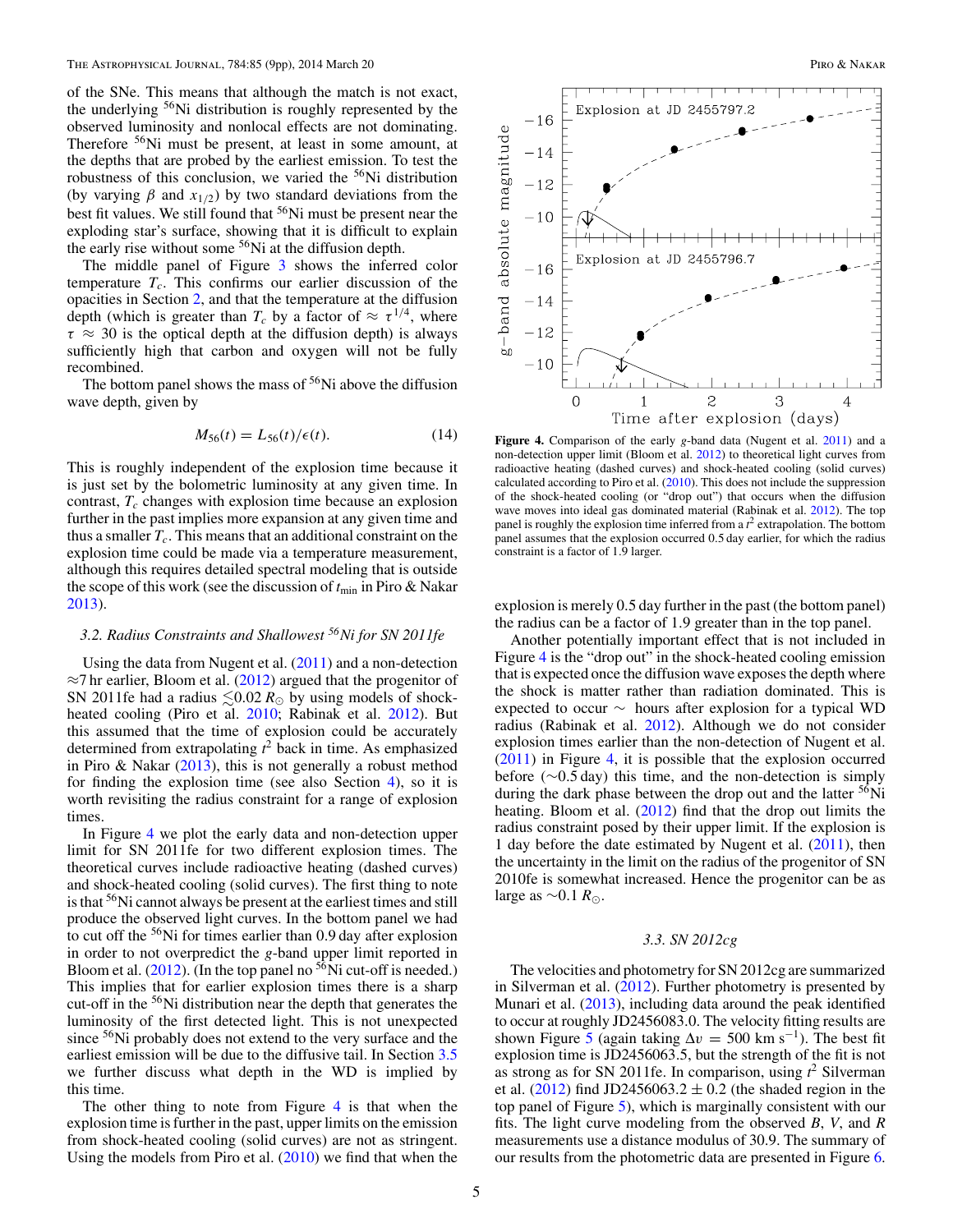of the SNe. This means that although the match is not exact, the underlying $^{56}$Ni distribution is roughly represented by the observed luminosity and nonlocal effects are not dominating. Therefore $^{56}$Ni must be present, at least in some amount, at the depths that are probed by the earliest emission. To test the robustness of this conclusion, we varied the $^{56}$Ni distribution (by varying $\beta$ and $x_{1/2}$) by two standard deviations from the best fit values. We still found that $^{56}$Ni must be present near the exploding star's surface, showing that it is difficult to explain the early rise without some $^{56}$Ni at the diffusion depth.

The middle panel of Figure 3 shows the inferred color temperature $T_c$. This confirms our earlier discussion of the opacities in Section 2, and that the temperature at the diffusion depth (which is greater than $T_c$ by a factor of $\approx \tau^{1/4}$, where $\tau \approx 30$ is the optical depth at the diffusion depth) is always sufficiently high that carbon and oxygen will not be fully recombined.

The bottom panel shows the mass of $^{56}$Ni above the diffusion wave depth, given by

$$M_{56}(t) = L_{56}(t)/\epsilon(t). \tag{14}$$

This is roughly independent of the explosion time because it is just set by the bolometric luminosity at any given time. In contrast, $T_c$ changes with explosion time because an explosion further in the past implies more expansion at any given time and thus a smaller $T_c$. This means that an additional constraint on the explosion time could be made via a temperature measurement, although this requires detailed spectral modeling that is outside the scope of this work (see the discussion of $t_{\rm min}$ in Piro & Nakar 2013).

### 3.2. Radius Constraints and Shallowest $^{56}$Ni for SN 2011fe

Using the data from Nugent et al. (2011) and a non-detection $\approx$7 hr earlier, Bloom et al. (2012) argued that the progenitor of SN 2011fe had a radius $\lesssim 0.02\,R_\odot$ by using models of shock-heated cooling (Piro et al. 2010; Rabinak et al. 2012). But this assumed that the time of explosion could be accurately determined from extrapolating $t^2$ back in time. As emphasized in Piro & Nakar (2013), this is not generally a robust method for finding the explosion time (see also Section 4), so it is worth revisiting the radius constraint for a range of explosion times.

In Figure 4 we plot the early data and non-detection upper limit for SN 2011fe for two different explosion times. The theoretical curves include radioactive heating (dashed curves) and shock-heated cooling (solid curves). The first thing to note is that $^{56}$Ni cannot always be present at the earliest times and still produce the observed light curves. In the bottom panel we had to cut off the $^{56}$Ni for times earlier than 0.9 day after explosion in order to not overpredict the $g$-band upper limit reported in Bloom et al. (2012). (In the top panel no $^{56}$Ni cut-off is needed.) This implies that for earlier explosion times there is a sharp cut-off in the $^{56}$Ni distribution near the depth that generates the luminosity of the first detected light. This is not unexpected since $^{56}$Ni probably does not extend to the very surface and the earliest emission will be due to the diffusive tail. In Section 3.5 we further discuss what depth in the WD is implied by this time.

The other thing to note from Figure 4 is that when the explosion time is further in the past, upper limits on the emission from shock-heated cooling (solid curves) are not as stringent. Using the models from Piro et al. (2010) we find that when the explosion is merely 0.5 day further in the past (the bottom panel) the radius can be a factor of 1.9 greater than in the top panel.

**Figure 4.** Comparison of the early $g$-band data (Nugent et al. 2011) and a non-detection upper limit (Bloom et al. 2012) to theoretical light curves from radioactive heating (dashed curves) and shock-heated cooling (solid curves) calculated according to Piro et al. (2010). This does not include the suppression of the shock-heated cooling (or "drop out") that occurs when the diffusion wave moves into ideal gas dominated material (Rabinak et al. 2012). The top panel is roughly the explosion time inferred from a $t^2$ extrapolation. The bottom panel assumes that the explosion occurred 0.5 day earlier, for which the radius constraint is a factor of 1.9 larger.

Another potentially important effect that is not included in Figure 4 is the "drop out" in the shock-heated cooling emission that is expected once the diffusion wave exposes the depth where the shock is matter rather than radiation dominated. This is expected to occur $\sim$ hours after explosion for a typical WD radius (Rabinak et al. 2012). Although we do not consider explosion times earlier than the non-detection of Nugent et al. (2011) in Figure 4, it is possible that the explosion occurred before ($\sim$0.5 day) this time, and the non-detection is simply during the dark phase between the drop out and the latter $^{56}$Ni heating. Bloom et al. (2012) find that the drop out limits the radius constraint posed by their upper limit. If the explosion is 1 day before the date estimated by Nugent et al. (2011), then the uncertainty in the limit on the radius of the progenitor of SN 2010fe is somewhat increased. Hence the progenitor can be as large as $\sim$0.1 $R_\odot$.

### 3.3. SN 2012cg

The velocities and photometry for SN 2012cg are summarized in Silverman et al. (2012). Further photometry is presented by Munari et al. (2013), including data around the peak identified to occur at roughly JD2456083.0. The velocity fitting results are shown Figure 5 (again taking $\Delta v = 500$ km s$^{-1}$). The best fit explosion time is JD2456063.5, but the strength of the fit is not as strong as for SN 2011fe. In comparison, using $t^2$ Silverman et al. (2012) find JD2456063.2 $\pm$ 0.2 (the shaded region in the top panel of Figure 5), which is marginally consistent with our fits. The light curve modeling from the observed $B$, $V$, and $R$ measurements use a distance modulus of 30.9. The summary of our results from the photometric data are presented in Figure 6.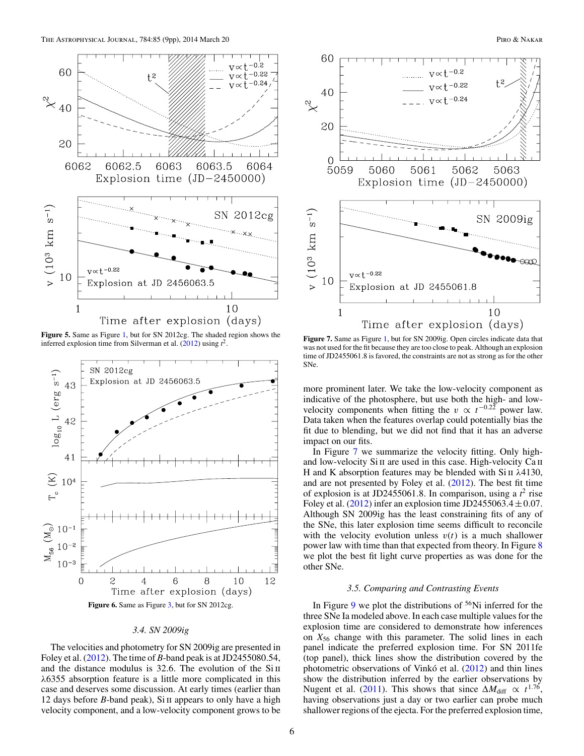**Figure 5.** Same as Figure 1, but for SN 2012cg. The shaded region shows the inferred explosion time from Silverman et al. (2012) using $t^2$.

**Figure 6.** Same as Figure 3, but for SN 2012cg.

### 3.4. SN 2009ig

The velocities and photometry for SN 2009ig are presented in Foley et al. (2012). The time of $B$-band peak is at JD2455080.54, and the distance modulus is 32.6. The evolution of the Si II $\lambda$6355 absorption feature is a little more complicated in this case and deserves some discussion. At early times (earlier than 12 days before $B$-band peak), Si II appears to only have a high velocity component, and a low-velocity component grows to be more prominent later. We take the low-velocity component as indicative of the photosphere, but use both the high- and low-velocity components when fitting the $v \propto t^{-0.22}$ power law. Data taken when the features overlap could potentially bias the fit due to blending, but we did not find that it has an adverse impact on our fits.

In Figure 7 we summarize the velocity fitting. Only high- and low-velocity Si II are used in this case. High-velocity Ca II H and K absorption features may be blended with Si II $\lambda$4130, and are not presented by Foley et al. (2012). The best fit time of explosion is at JD2455061.8. In comparison, using a $t^2$ rise Foley et al. (2012) infer an explosion time JD2455063.4 $\pm$ 0.07. Although SN 2009ig has the least constraining fits of any of the SNe, this later explosion time seems difficult to reconcile with the velocity evolution unless $v(t)$ is a much shallower power law with time than that expected from theory. In Figure 8 we plot the best fit light curve properties as was done for the other SNe.

**Figure 7.** Same as Figure 1, but for SN 2009ig. Open circles indicate data that was not used for the fit because they are too close to peak. Although an explosion time of JD2455061.8 is favored, the constraints are not as strong as for the other SNe.

### 3.5. Comparing and Contrasting Events

In Figure 9 we plot the distributions of $^{56}$Ni inferred for the three SNe Ia modeled above. In each case multiple values for the explosion time are considered to demonstrate how inferences on $X_{56}$ change with this parameter. The solid lines in each panel indicate the preferred explosion time. For SN 2011fe (top panel), thick lines show the distribution covered by the photometric observations of Vinkó et al. (2012) and thin lines show the distribution inferred by the earlier observations by Nugent et al. (2011). This shows that since $\Delta M_{\rm diff} \propto t^{1.76}$, having observations just a day or two earlier can probe much shallower regions of the ejecta. For the preferred explosion time,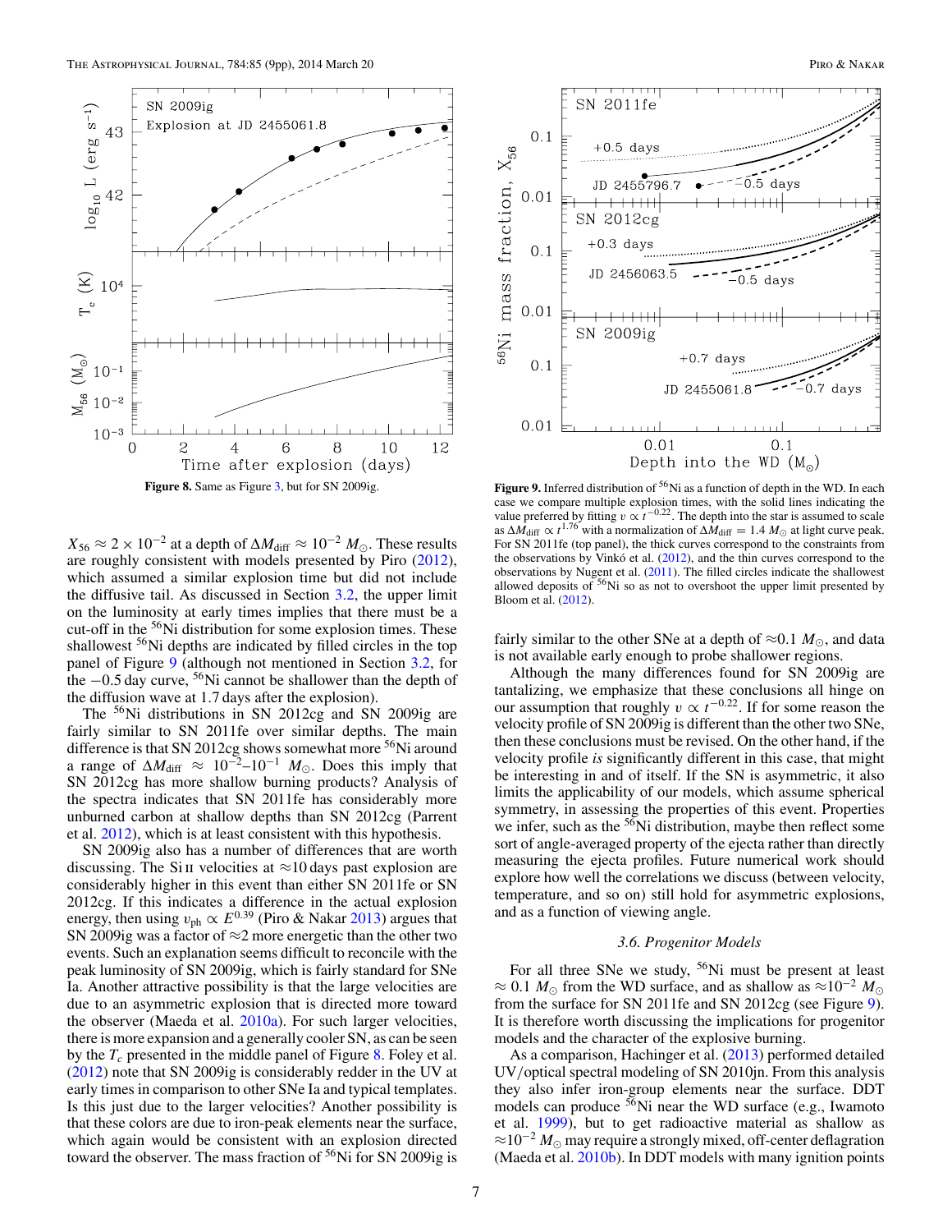Figure 8. Same as Figure 3, but for SN 2009ig.

Figure 9. Inferred distribution of $^{56}$Ni as a function of depth in the WD. In each case we compare multiple explosion times, with the solid lines indicating the value preferred by fitting $v \propto t^{-0.22}$. The depth into the star is assumed to scale as $\Delta M_{\rm diff} \propto t^{1.76}$ with a normalization of $\Delta M_{\rm diff} = 1.4\, M_\odot$ at light curve peak. For SN 2011fe (top panel), the thick curves correspond to the constraints from the observations by Vinkó et al. (2012), and the thin curves correspond to the observations by Nugent et al. (2011). The filled circles indicate the shallowest allowed deposits of $^{56}$Ni so as not to overshoot the upper limit presented by Bloom et al. (2012).

$X_{56} \approx 2 \times 10^{-2}$ at a depth of $\Delta M_{\rm diff} \approx 10^{-2}\, M_\odot$. These results are roughly consistent with models presented by Piro (2012), which assumed a similar explosion time but did not include the diffusive tail. As discussed in Section 3.2, the upper limit on the luminosity at early times implies that there must be a cut-off in the $^{56}$Ni distribution for some explosion times. These shallowest $^{56}$Ni depths are indicated by filled circles in the top panel of Figure 9 (although not mentioned in Section 3.2, for the $-0.5$ day curve, $^{56}$Ni cannot be shallower than the depth of the diffusion wave at 1.7 days after the explosion).

The $^{56}$Ni distributions in SN 2012cg and SN 2009ig are fairly similar to SN 2011fe over similar depths. The main difference is that SN 2012cg shows somewhat more $^{56}$Ni around a range of $\Delta M_{\rm diff} \approx 10^{-2}$–$10^{-1}\, M_\odot$. Does this imply that SN 2012cg has more shallow burning products? Analysis of the spectra indicates that SN 2011fe has considerably more unburned carbon at shallow depths than SN 2012cg (Parrent et al. 2012), which is at least consistent with this hypothesis.

SN 2009ig also has a number of differences that are worth discussing. The Si II velocities at $\approx$10 days past explosion are considerably higher in this event than either SN 2011fe or SN 2012cg. If this indicates a difference in the actual explosion energy, then using $v_{\rm ph} \propto E^{0.39}$ (Piro & Nakar 2013) argues that SN 2009ig was a factor of $\approx$2 more energetic than the other two events. Such an explanation seems difficult to reconcile with the peak luminosity of SN 2009ig, which is fairly standard for SNe Ia. Another attractive possibility is that the large velocities are due to an asymmetric explosion that is directed more toward the observer (Maeda et al. 2010a). For such larger velocities, there is more expansion and a generally cooler SN, as can be seen by the $T_c$ presented in the middle panel of Figure 8. Foley et al. (2012) note that SN 2009ig is considerably redder in the UV at early times in comparison to other SNe Ia and typical templates. Is this just due to the larger velocities? Another possibility is that these colors are due to iron-peak elements near the surface, which again would be consistent with an explosion directed toward the observer. The mass fraction of $^{56}$Ni for SN 2009ig is fairly similar to the other SNe at a depth of $\approx 0.1\, M_\odot$, and data is not available early enough to probe shallower regions.

Although the many differences found for SN 2009ig are tantalizing, we emphasize that these conclusions all hinge on our assumption that roughly $v \propto t^{-0.22}$. If for some reason the velocity profile of SN 2009ig is different than the other two SNe, then these conclusions must be revised. On the other hand, if the velocity profile *is* significantly different in this case, that might be interesting in and of itself. If the SN is asymmetric, it also limits the applicability of our models, which assume spherical symmetry, in assessing the properties of this event. Properties we infer, such as the $^{56}$Ni distribution, maybe then reflect some sort of angle-averaged property of the ejecta rather than directly measuring the ejecta profiles. Future numerical work should explore how well the correlations we discuss (between velocity, temperature, and so on) still hold for asymmetric explosions, and as a function of viewing angle.

### 3.6. Progenitor Models

For all three SNe we study, $^{56}$Ni must be present at least $\approx 0.1\, M_\odot$ from the WD surface, and as shallow as $\approx 10^{-2}\, M_\odot$ from the surface for SN 2011fe and SN 2012cg (see Figure 9). It is therefore worth discussing the implications for progenitor models and the character of the explosive burning.

As a comparison, Hachinger et al. (2013) performed detailed UV/optical spectral modeling of SN 2010jn. From this analysis they also infer iron-group elements near the surface. DDT models can produce $^{56}$Ni near the WD surface (e.g., Iwamoto et al. 1999), but to get radioactive material as shallow as $\approx 10^{-2}\, M_\odot$ may require a strongly mixed, off-center deflagration (Maeda et al. 2010b). In DDT models with many ignition points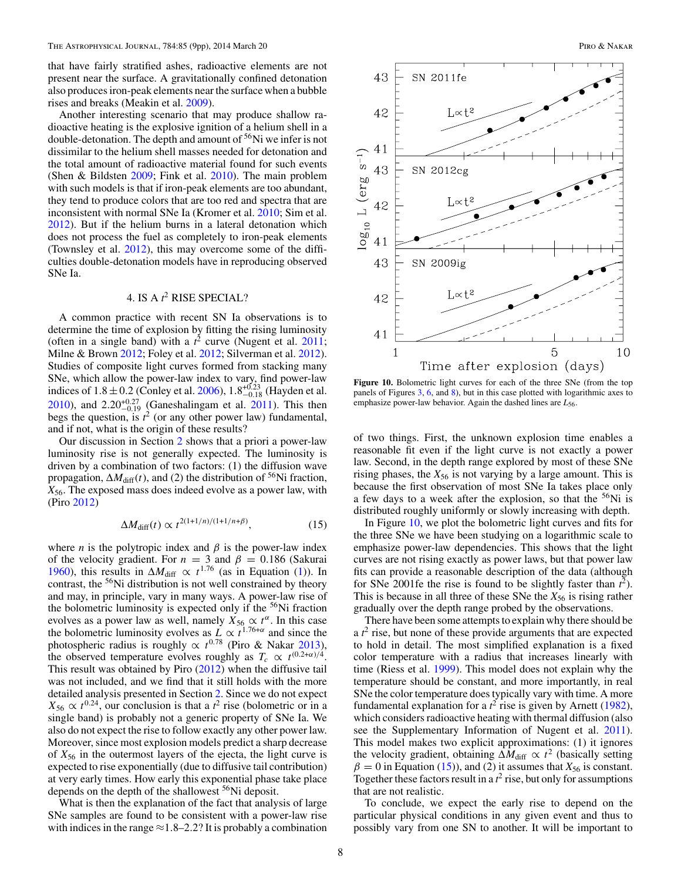that have fairly stratified ashes, radioactive elements are not present near the surface. A gravitationally confined detonation also produces iron-peak elements near the surface when a bubble rises and breaks (Meakin et al. 2009).

Another interesting scenario that may produce shallow radioactive heating is the explosive ignition of a helium shell in a double-detonation. The depth and amount of $^{56}$Ni we infer is not dissimilar to the helium shell masses needed for detonation and the total amount of radioactive material found for such events (Shen & Bildsten 2009; Fink et al. 2010). The main problem with such models is that if iron-peak elements are too abundant, they tend to produce colors that are too red and spectra that are inconsistent with normal SNe Ia (Kromer et al. 2010; Sim et al. 2012). But if the helium burns in a lateral detonation which does not process the fuel as completely to iron-peak elements (Townsley et al. 2012), this may overcome some of the difficulties double-detonation models have in reproducing observed SNe Ia.

## 4. IS A $t^2$ RISE SPECIAL?

A common practice with recent SN Ia observations is to determine the time of explosion by fitting the rising luminosity (often in a single band) with a $t^2$ curve (Nugent et al. 2011; Milne & Brown 2012; Foley et al. 2012; Silverman et al. 2012). Studies of composite light curves formed from stacking many SNe, which allow the power-law index to vary, find power-law indices of $1.8 \pm 0.2$ (Conley et al. 2006), $1.8^{+0.23}_{-0.18}$ (Hayden et al. 2010), and $2.20^{+0.27}_{-0.19}$ (Ganeshalingam et al. 2011). This then begs the question, is $t^2$ (or any other power law) fundamental, and if not, what is the origin of these results?

Our discussion in Section 2 shows that a priori a power-law luminosity rise is not generally expected. The luminosity is driven by a combination of two factors: (1) the diffusion wave propagation, $\Delta M_{\rm diff}(t)$, and (2) the distribution of $^{56}$Ni fraction, $X_{56}$. The exposed mass does indeed evolve as a power law, with (Piro 2012)

$$\Delta M_{\rm diff}(t) \propto t^{2(1+1/n)/(1+1/n+\beta)}, \tag{15}$$

where $n$ is the polytropic index and $\beta$ is the power-law index of the velocity gradient. For $n = 3$ and $\beta = 0.186$ (Sakurai 1960), this results in $\Delta M_{\rm diff} \propto t^{1.76}$ (as in Equation (1)). In contrast, the $^{56}$Ni distribution is not well constrained by theory and may, in principle, vary in many ways. A power-law rise of the bolometric luminosity is expected only if the $^{56}$Ni fraction evolves as a power law as well, namely $X_{56} \propto t^{\alpha}$. In this case the bolometric luminosity evolves as $L \propto t^{1.76+\alpha}$ and since the photospheric radius is roughly $\propto t^{0.78}$ (Piro & Nakar 2013), the observed temperature evolves roughly as $T_c \propto t^{(0.2+\alpha)/4}$. This result was obtained by Piro (2012) when the diffusive tail was not included, and we find that it still holds with the more detailed analysis presented in Section 2. Since we do not expect $X_{56} \propto t^{0.24}$, our conclusion is that a $t^2$ rise (bolometric or in a single band) is probably not a generic property of SNe Ia. We also do not expect the rise to follow exactly any other power law. Moreover, since most explosion models predict a sharp decrease of $X_{56}$ in the outermost layers of the ejecta, the light curve is expected to rise exponentially (due to diffusive tail contribution) at very early times. How early this exponential phase take place depends on the depth of the shallowest $^{56}$Ni deposit.

What is then the explanation of the fact that analysis of large SNe samples are found to be consistent with a power-law rise with indices in the range $\approx$1.8–2.2? It is probably a combination of two things. First, the unknown explosion time enables a reasonable fit even if the light curve is not exactly a power law. Second, in the depth range explored by most of these SNe rising phases, the $X_{56}$ is not varying by a large amount. This is because the first observation of most SNe Ia takes place only a few days to a week after the explosion, so that the $^{56}$Ni is distributed roughly uniformly or slowly increasing with depth.

**Figure 10.** Bolometric light curves for each of the three SNe (from the top panels of Figures 3, 6, and 8), but in this case plotted with logarithmic axes to emphasize power-law behavior. Again the dashed lines are $L_{56}$.

In Figure 10, we plot the bolometric light curves and fits for the three SNe we have been studying on a logarithmic scale to emphasize power-law dependencies. This shows that the light curves are not rising exactly as power laws, but that power law fits can provide a reasonable description of the data (although for SNe 2001fe the rise is found to be slightly faster than $t^2$). This is because in all three of these SNe the $X_{56}$ is rising rather gradually over the depth range probed by the observations.

There have been some attempts to explain why there should be a $t^2$ rise, but none of these provide arguments that are expected to hold in detail. The most simplified explanation is a fixed color temperature with a radius that increases linearly with time (Riess et al. 1999). This model does not explain why the temperature should be constant, and more importantly, in real SNe the color temperature does typically vary with time. A more fundamental explanation for a $t^2$ rise is given by Arnett (1982), which considers radioactive heating with thermal diffusion (also see the Supplementary Information of Nugent et al. 2011). This model makes two explicit approximations: (1) it ignores the velocity gradient, obtaining $\Delta M_{\rm diff} \propto t^2$ (basically setting $\beta = 0$ in Equation (15)), and (2) it assumes that $X_{56}$ is constant. Together these factors result in a $t^2$ rise, but only for assumptions that are not realistic.

To conclude, we expect the early rise to depend on the particular physical conditions in any given event and thus to possibly vary from one SN to another. It will be important to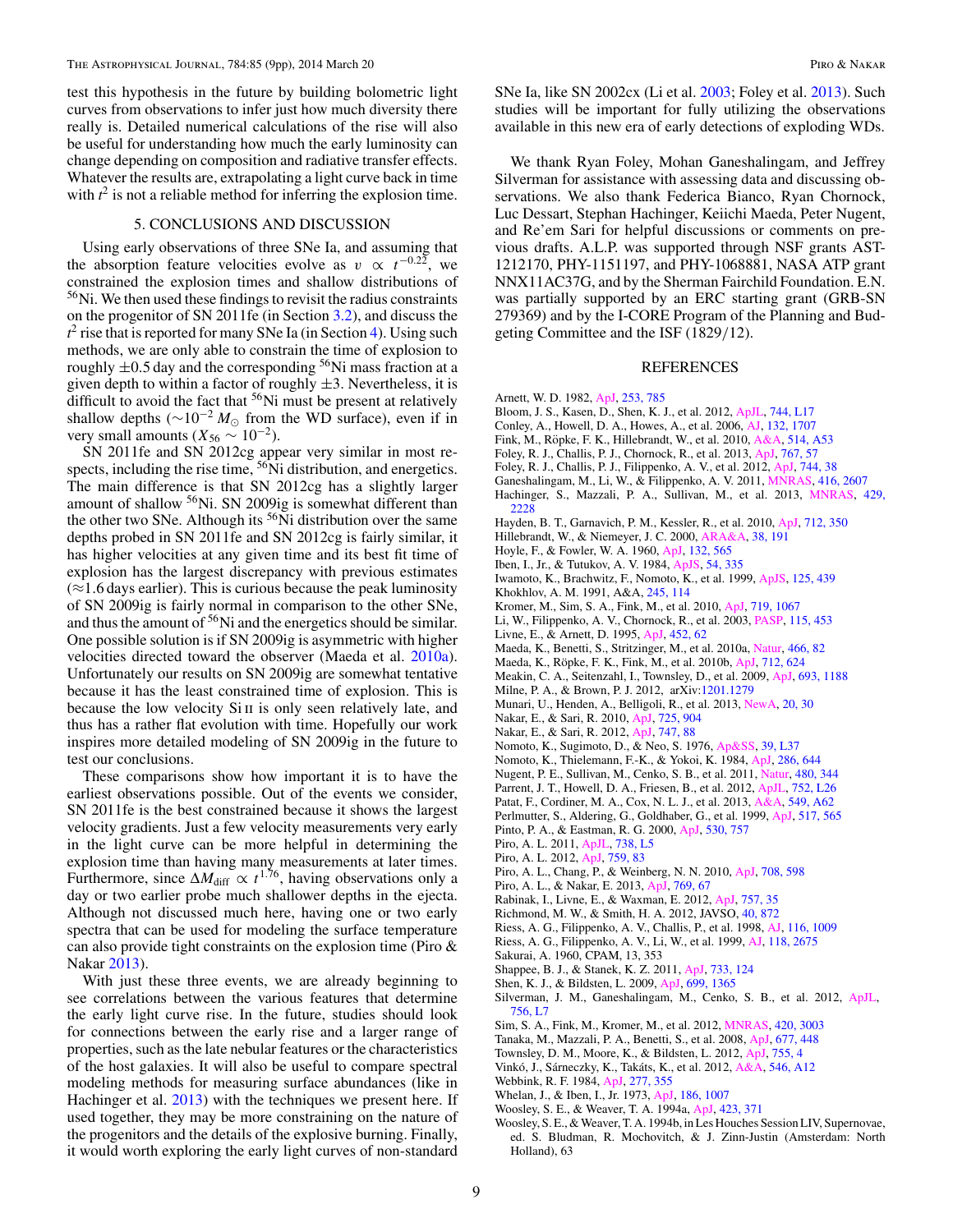test this hypothesis in the future by building bolometric light curves from observations to infer just how much diversity there really is. Detailed numerical calculations of the rise will also be useful for understanding how much the early luminosity can change depending on composition and radiative transfer effects. Whatever the results are, extrapolating a light curve back in time with $t^2$ is not a reliable method for inferring the explosion time.

## 5. CONCLUSIONS AND DISCUSSION

Using early observations of three SNe Ia, and assuming that the absorption feature velocities evolve as $v \propto t^{-0.22}$, we constrained the explosion times and shallow distributions of $^{56}$Ni. We then used these findings to revisit the radius constraints on the progenitor of SN 2011fe (in Section 3.2), and discuss the $t^2$ rise that is reported for many SNe Ia (in Section 4). Using such methods, we are only able to constrain the time of explosion to roughly $\pm 0.5$ day and the corresponding $^{56}$Ni mass fraction at a given depth to within a factor of roughly $\pm 3$. Nevertheless, it is difficult to avoid the fact that $^{56}$Ni must be present at relatively shallow depths ($\sim 10^{-2}\,M_\odot$ from the WD surface), even if in very small amounts ($X_{56} \sim 10^{-2}$).

SN 2011fe and SN 2012cg appear very similar in most respects, including the rise time, $^{56}$Ni distribution, and energetics. The main difference is that SN 2012cg has a slightly larger amount of shallow $^{56}$Ni. SN 2009ig is somewhat different than the other two SNe. Although its $^{56}$Ni distribution over the same depths probed in SN 2011fe and SN 2012cg is fairly similar, it has higher velocities at any given time and its best fit time of explosion has the largest discrepancy with previous estimates ($\approx$1.6 days earlier). This is curious because the peak luminosity of SN 2009ig is fairly normal in comparison to the other SNe, and thus the amount of $^{56}$Ni and the energetics should be similar. One possible solution is if SN 2009ig is asymmetric with higher velocities directed toward the observer (Maeda et al. 2010a). Unfortunately our results on SN 2009ig are somewhat tentative because it has the least constrained time of explosion. This is because the low velocity Si II is only seen relatively late, and thus has a rather flat evolution with time. Hopefully our work inspires more detailed modeling of SN 2009ig in the future to test our conclusions.

These comparisons show how important it is to have the earliest observations possible. Out of the events we consider, SN 2011fe is the best constrained because it shows the largest velocity gradients. Just a few velocity measurements very early in the light curve can be more helpful in determining the explosion time than having many measurements at later times. Furthermore, since $\Delta M_{\rm diff} \propto t^{1.76}$, having observations only a day or two earlier probe much shallower depths in the ejecta. Although not discussed much here, having one or two early spectra that can be used for modeling the surface temperature can also provide tight constraints on the explosion time (Piro & Nakar 2013).

With just these three events, we are already beginning to see correlations between the various features that determine the early light curve rise. In the future, studies should look for connections between the early rise and a larger range of properties, such as the late nebular features or the characteristics of the host galaxies. It will also be useful to compare spectral modeling methods for measuring surface abundances (like in Hachinger et al. 2013) with the techniques we present here. If used together, they may be more constraining on the nature of the progenitors and the details of the explosive burning. Finally, it would worth exploring the early light curves of non-standard SNe Ia, like SN 2002cx (Li et al. 2003; Foley et al. 2013). Such studies will be important for fully utilizing the observations available in this new era of early detections of exploding WDs.

We thank Ryan Foley, Mohan Ganeshalingam, and Jeffrey Silverman for assistance with assessing data and discussing observations. We also thank Federica Bianco, Ryan Chornock, Luc Dessart, Stephan Hachinger, Keiichi Maeda, Peter Nugent, and Re'em Sari for helpful discussions or comments on previous drafts. A.L.P. was supported through NSF grants AST-1212170, PHY-1151197, and PHY-1068881, NASA ATP grant NNX11AC37G, and by the Sherman Fairchild Foundation. E.N. was partially supported by an ERC starting grant (GRB-SN 279369) and by the I-CORE Program of the Planning and Budgeting Committee and the ISF (1829/12).

## REFERENCES

Arnett, W. D. 1982, ApJ, 253, 785
Bloom, J. S., Kasen, D., Shen, K. J., et al. 2012, ApJL, 744, L17
Conley, A., Howell, D. A., Howes, A., et al. 2006, AJ, 132, 1707
Fink, M., Röpke, F. K., Hillebrandt, W., et al. 2010, A&A, 514, A53
Foley, R. J., Challis, P. J., Chornock, R., et al. 2013, ApJ, 767, 57
Foley, R. J., Challis, P. J., Filippenko, A. V., et al. 2012, ApJ, 744, 38
Ganeshalingam, M., Li, W., & Filippenko, A. V. 2011, MNRAS, 416, 2607
Hachinger, S., Mazzali, P. A., Sullivan, M., et al. 2013, MNRAS, 429, 2228
Hayden, B. T., Garnavich, P. M., Kessler, R., et al. 2010, ApJ, 712, 350
Hillebrandt, W., & Niemeyer, J. C. 2000, ARA&A, 38, 191
Hoyle, F., & Fowler, W. A. 1960, ApJ, 132, 565
Iben, I., Jr., & Tutukov, A. V. 1984, ApJS, 54, 335
Iwamoto, K., Brachwitz, F., Nomoto, K., et al. 1999, ApJS, 125, 439
Khokhlov, A. M. 1991, A&A, 245, 114
Kromer, M., Sim, S. A., Fink, M., et al. 2010, ApJ, 719, 1067
Li, W., Filippenko, A. V., Chornock, R., et al. 2003, PASP, 115, 453
Livne, E., & Arnett, D. 1995, ApJ, 452, 62
Maeda, K., Benetti, S., Stritzinger, M., et al. 2010a, Natur, 466, 82
Maeda, K., Röpke, F. K., Fink, M., et al. 2010b, ApJ, 712, 624
Meakin, C. A., Seitenzahl, I., Townsley, D., et al. 2009, ApJ, 693, 1188
Milne, P. A., & Brown, P. J. 2012, arXiv:1201.1279
Munari, U., Henden, A., Belligoli, R., et al. 2013, NewA, 20, 30
Nakar, E., & Sari, R. 2010, ApJ, 725, 904
Nakar, E., & Sari, R. 2012, ApJ, 747, 88
Nomoto, K., Sugimoto, D., & Neo, S. 1976, Ap&SS, 39, L37
Nomoto, K., Thielemann, F.-K., & Yokoi, K. 1984, ApJ, 286, 644
Nugent, P. E., Sullivan, M., Cenko, S. B., et al. 2011, Natur, 480, 344
Parrent, J. T., Howell, D. A., Friesen, B., et al. 2012, ApJL, 752, L26
Patat, F., Cordiner, M. A., Cox, N. L. J., et al. 2013, A&A, 549, A62
Perlmutter, S., Aldering, G., Goldhaber, G., et al. 1999, ApJ, 517, 565
Pinto, P. A., & Eastman, R. G. 2000, ApJ, 530, 757
Piro, A. L. 2011, ApJL, 738, L5
Piro, A. L. 2012, ApJ, 759, 83
Piro, A. L., Chang, P., & Weinberg, N. N. 2010, ApJ, 708, 598
Piro, A. L., & Nakar, E. 2013, ApJ, 769, 67
Rabinak, I., Livne, E., & Waxman, E. 2012, ApJ, 757, 35
Richmond, M. W., & Smith, H. A. 2012, JAVSO, 40, 872
Riess, A. G., Filippenko, A. V., Challis, P., et al. 1998, AJ, 116, 1009
Riess, A. G., Filippenko, A. V., Li, W., et al. 1999, AJ, 118, 2675
Sakurai, A. 1960, CPAM, 13, 353
Shappee, B. J., & Stanek, K. Z. 2011, ApJ, 733, 124
Shen, K. J., & Bildsten, L. 2009, ApJ, 699, 1365
Silverman, J. M., Ganeshalingam, M., Cenko, S. B., et al. 2012, ApJL, 756, L7
Sim, S. A., Fink, M., Kromer, M., et al. 2012, MNRAS, 420, 3003
Tanaka, M., Mazzali, P. A., Benetti, S., et al. 2008, ApJ, 677, 448
Townsley, D. M., Moore, K., & Bildsten, L. 2012, ApJ, 755, 4
Vinkó, J., Sárneczky, K., Takáts, K., et al. 2012, A&A, 546, A12
Webbink, R. F. 1984, ApJ, 277, 355
Whelan, J., & Iben, I., Jr. 1973, ApJ, 186, 1007
Woosley, S. E., & Weaver, T. A. 1994a, ApJ, 423, 371
Woosley, S. E., & Weaver, T. A. 1994b, in Les Houches Session LIV, Supernovae, ed. S. Bludman, R. Mochovitch, & J. Zinn-Justin (Amsterdam: North Holland), 63